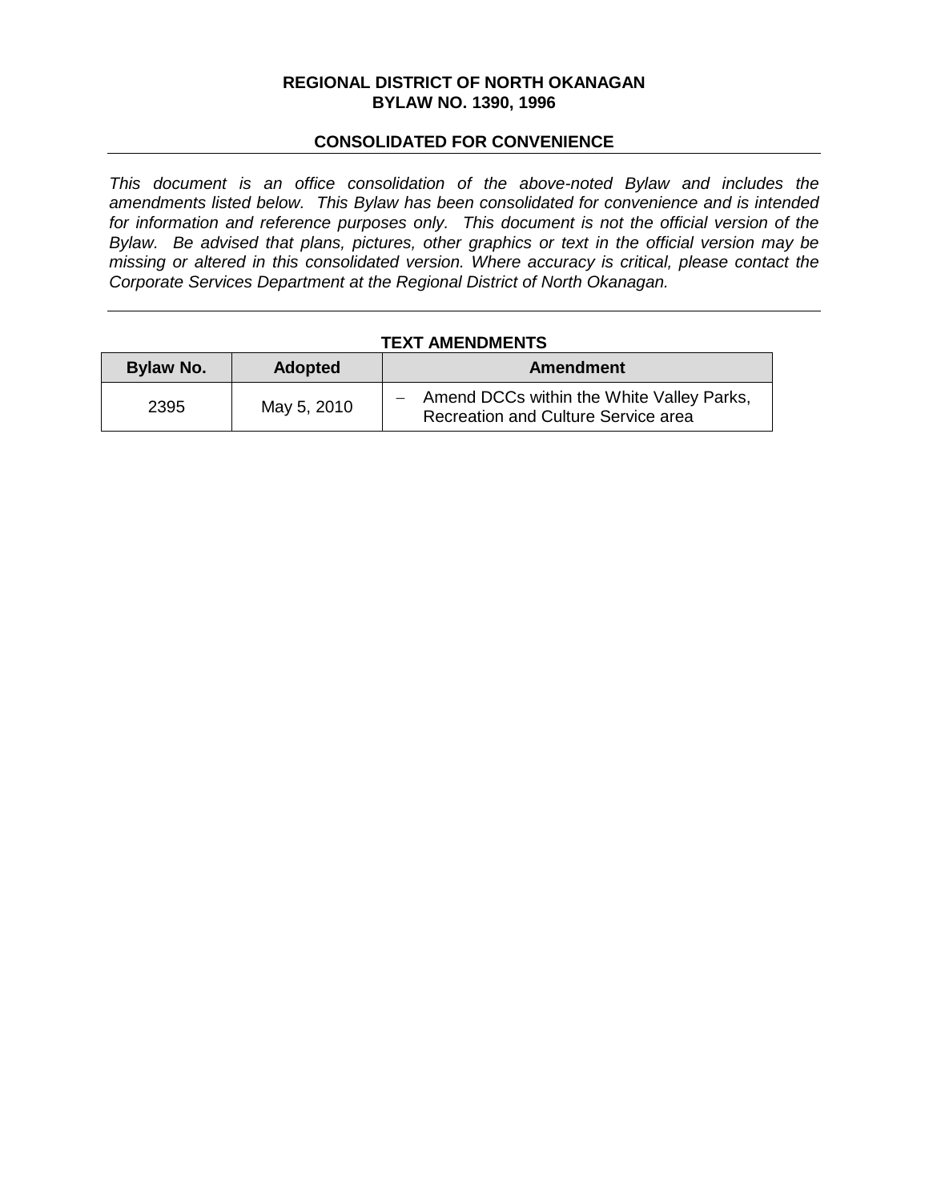**REGIONAL DISTRICT OF NORTH OKANAGAN**
**BYLAW NO. 1390, 1996**

**CONSOLIDATED FOR CONVENIENCE**

*This document is an office consolidation of the above-noted Bylaw and includes the amendments listed below. This Bylaw has been consolidated for convenience and is intended for information and reference purposes only. This document is not the official version of the Bylaw. Be advised that plans, pictures, other graphics or text in the official version may be missing or altered in this consolidated version. Where accuracy is critical, please contact the Corporate Services Department at the Regional District of North Okanagan.*

**TEXT AMENDMENTS**

| Bylaw No. | Adopted | Amendment |
|---|---|---|
| 2395 | May 5, 2010 | – Amend DCCs within the White Valley Parks, Recreation and Culture Service area |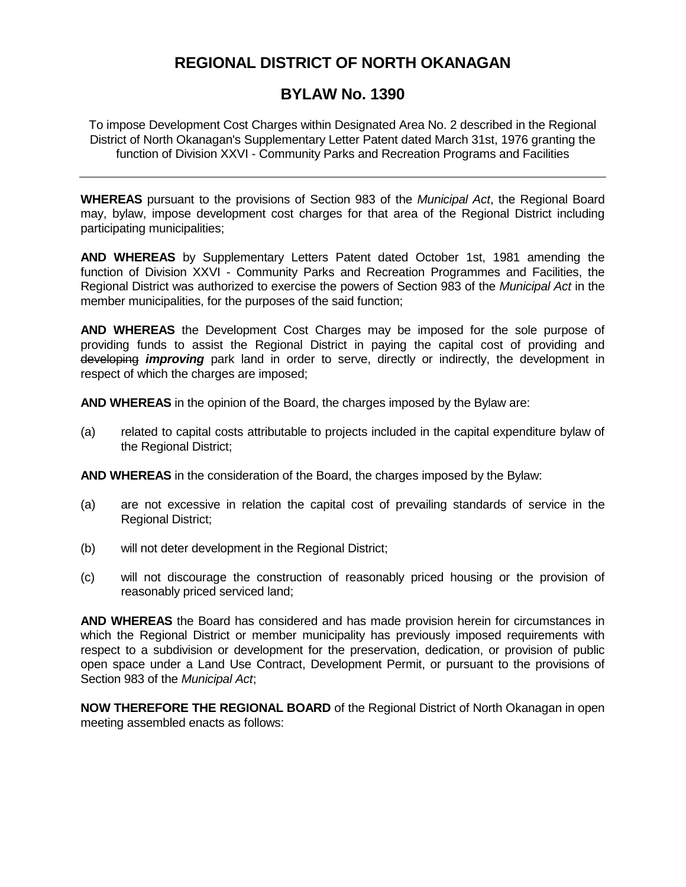# REGIONAL DISTRICT OF NORTH OKANAGAN

## BYLAW No. 1390

To impose Development Cost Charges within Designated Area No. 2 described in the Regional District of North Okanagan's Supplementary Letter Patent dated March 31st, 1976 granting the function of Division XXVI - Community Parks and Recreation Programs and Facilities

---

**WHEREAS** pursuant to the provisions of Section 983 of the *Municipal Act*, the Regional Board may, bylaw, impose development cost charges for that area of the Regional District including participating municipalities;

**AND WHEREAS** by Supplementary Letters Patent dated October 1st, 1981 amending the function of Division XXVI - Community Parks and Recreation Programmes and Facilities, the Regional District was authorized to exercise the powers of Section 983 of the *Municipal Act* in the member municipalities, for the purposes of the said function;

**AND WHEREAS** the Development Cost Charges may be imposed for the sole purpose of providing funds to assist the Regional District in paying the capital cost of providing and ~~developing~~ ***improving*** park land in order to serve, directly or indirectly, the development in respect of which the charges are imposed;

**AND WHEREAS** in the opinion of the Board, the charges imposed by the Bylaw are:

(a) related to capital costs attributable to projects included in the capital expenditure bylaw of the Regional District;

**AND WHEREAS** in the consideration of the Board, the charges imposed by the Bylaw:

(a) are not excessive in relation the capital cost of prevailing standards of service in the Regional District;

(b) will not deter development in the Regional District;

(c) will not discourage the construction of reasonably priced housing or the provision of reasonably priced serviced land;

**AND WHEREAS** the Board has considered and has made provision herein for circumstances in which the Regional District or member municipality has previously imposed requirements with respect to a subdivision or development for the preservation, dedication, or provision of public open space under a Land Use Contract, Development Permit, or pursuant to the provisions of Section 983 of the *Municipal Act*;

**NOW THEREFORE THE REGIONAL BOARD** of the Regional District of North Okanagan in open meeting assembled enacts as follows: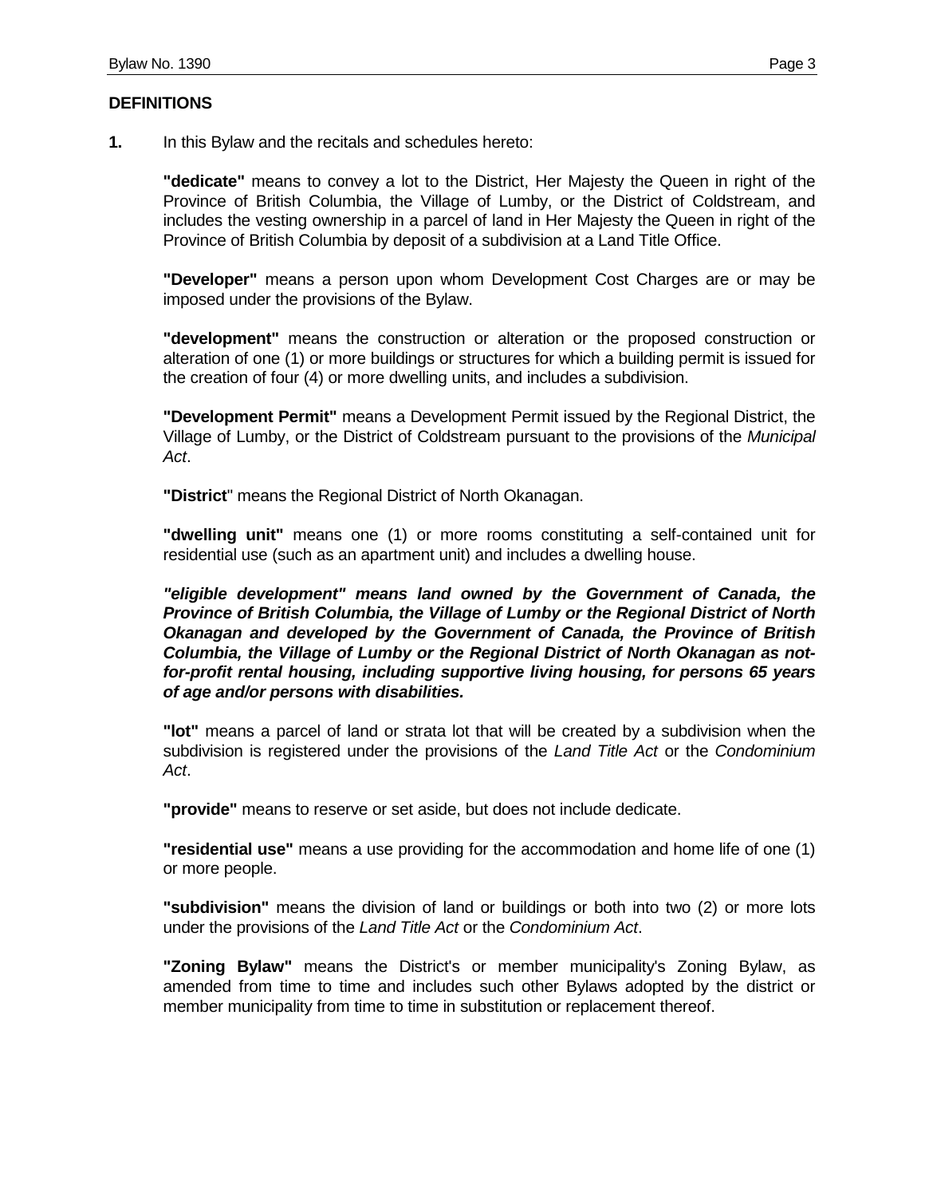## DEFINITIONS

**1.** In this Bylaw and the recitals and schedules hereto:

**"dedicate"** means to convey a lot to the District, Her Majesty the Queen in right of the Province of British Columbia, the Village of Lumby, or the District of Coldstream, and includes the vesting ownership in a parcel of land in Her Majesty the Queen in right of the Province of British Columbia by deposit of a subdivision at a Land Title Office.

**"Developer"** means a person upon whom Development Cost Charges are or may be imposed under the provisions of the Bylaw.

**"development"** means the construction or alteration or the proposed construction or alteration of one (1) or more buildings or structures for which a building permit is issued for the creation of four (4) or more dwelling units, and includes a subdivision.

**"Development Permit"** means a Development Permit issued by the Regional District, the Village of Lumby, or the District of Coldstream pursuant to the provisions of the *Municipal Act*.

**"District**" means the Regional District of North Okanagan.

**"dwelling unit"** means one (1) or more rooms constituting a self-contained unit for residential use (such as an apartment unit) and includes a dwelling house.

***"eligible development" means land owned by the Government of Canada, the Province of British Columbia, the Village of Lumby or the Regional District of North Okanagan and developed by the Government of Canada, the Province of British Columbia, the Village of Lumby or the Regional District of North Okanagan as not-for-profit rental housing, including supportive living housing, for persons 65 years of age and/or persons with disabilities.***

**"lot"** means a parcel of land or strata lot that will be created by a subdivision when the subdivision is registered under the provisions of the *Land Title Act* or the *Condominium Act*.

**"provide"** means to reserve or set aside, but does not include dedicate.

**"residential use"** means a use providing for the accommodation and home life of one (1) or more people.

**"subdivision"** means the division of land or buildings or both into two (2) or more lots under the provisions of the *Land Title Act* or the *Condominium Act*.

**"Zoning Bylaw"** means the District's or member municipality's Zoning Bylaw, as amended from time to time and includes such other Bylaws adopted by the district or member municipality from time to time in substitution or replacement thereof.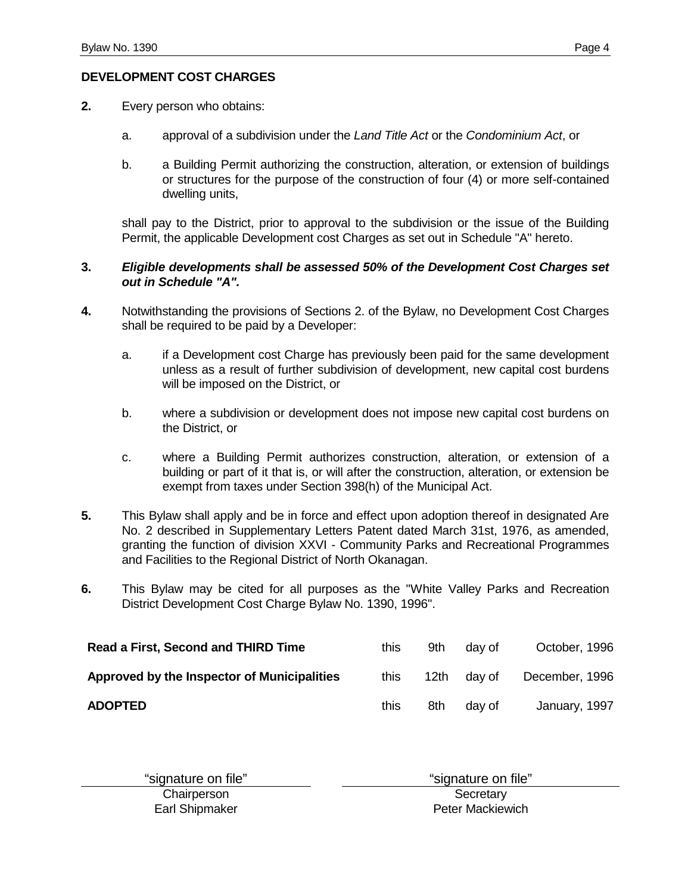## DEVELOPMENT COST CHARGES

**2.** Every person who obtains:

a. approval of a subdivision under the *Land Title Act* or the *Condominium Act*, or

b. a Building Permit authorizing the construction, alteration, or extension of buildings or structures for the purpose of the construction of four (4) or more self-contained dwelling units,

shall pay to the District, prior to approval to the subdivision or the issue of the Building Permit, the applicable Development cost Charges as set out in Schedule "A" hereto.

**3.** ***Eligible developments shall be assessed 50% of the Development Cost Charges set out in Schedule "A".***

**4.** Notwithstanding the provisions of Sections 2. of the Bylaw, no Development Cost Charges shall be required to be paid by a Developer:

a. if a Development cost Charge has previously been paid for the same development unless as a result of further subdivision of development, new capital cost burdens will be imposed on the District, or

b. where a subdivision or development does not impose new capital cost burdens on the District, or

c. where a Building Permit authorizes construction, alteration, or extension of a building or part of it that is, or will after the construction, alteration, or extension be exempt from taxes under Section 398(h) of the Municipal Act.

**5.** This Bylaw shall apply and be in force and effect upon adoption thereof in designated Are No. 2 described in Supplementary Letters Patent dated March 31st, 1976, as amended, granting the function of division XXVI - Community Parks and Recreational Programmes and Facilities to the Regional District of North Okanagan.

**6.** This Bylaw may be cited for all purposes as the "White Valley Parks and Recreation District Development Cost Charge Bylaw No. 1390, 1996".

| | | | | |
|---|---|---|---|---|
| **Read a First, Second and THIRD Time** | this | 9th | day of | October, 1996 |
| **Approved by the Inspector of Municipalities** | this | 12th | day of | December, 1996 |
| **ADOPTED** | this | 8th | day of | January, 1997 |

"signature on file"
Chairperson
Earl Shipmaker

"signature on file"
Secretary
Peter Mackiewich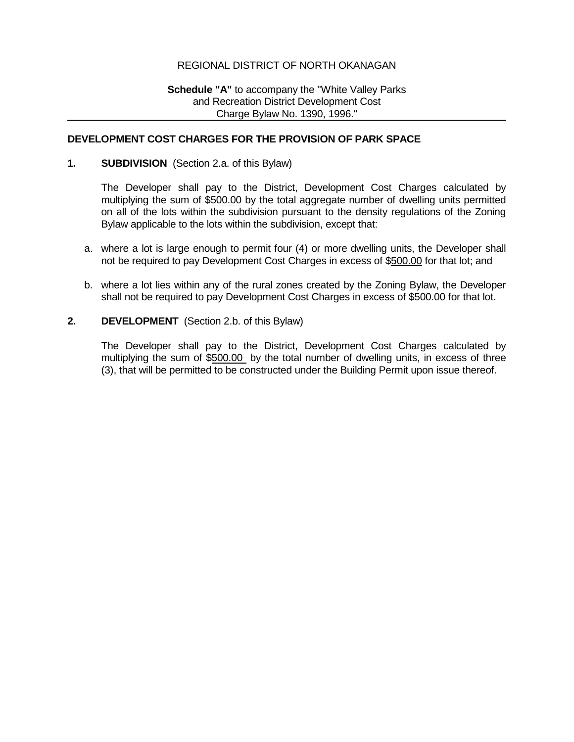REGIONAL DISTRICT OF NORTH OKANAGAN

**Schedule "A"** to accompany the "White Valley Parks and Recreation District Development Cost Charge Bylaw No. 1390, 1996."

---

**DEVELOPMENT COST CHARGES FOR THE PROVISION OF PARK SPACE**

**1. SUBDIVISION** (Section 2.a. of this Bylaw)

The Developer shall pay to the District, Development Cost Charges calculated by multiplying the sum of $500.00 by the total aggregate number of dwelling units permitted on all of the lots within the subdivision pursuant to the density regulations of the Zoning Bylaw applicable to the lots within the subdivision, except that:

a. where a lot is large enough to permit four (4) or more dwelling units, the Developer shall not be required to pay Development Cost Charges in excess of $500.00 for that lot; and

b. where a lot lies within any of the rural zones created by the Zoning Bylaw, the Developer shall not be required to pay Development Cost Charges in excess of $500.00 for that lot.

**2. DEVELOPMENT** (Section 2.b. of this Bylaw)

The Developer shall pay to the District, Development Cost Charges calculated by multiplying the sum of $500.00 by the total number of dwelling units, in excess of three (3), that will be permitted to be constructed under the Building Permit upon issue thereof.